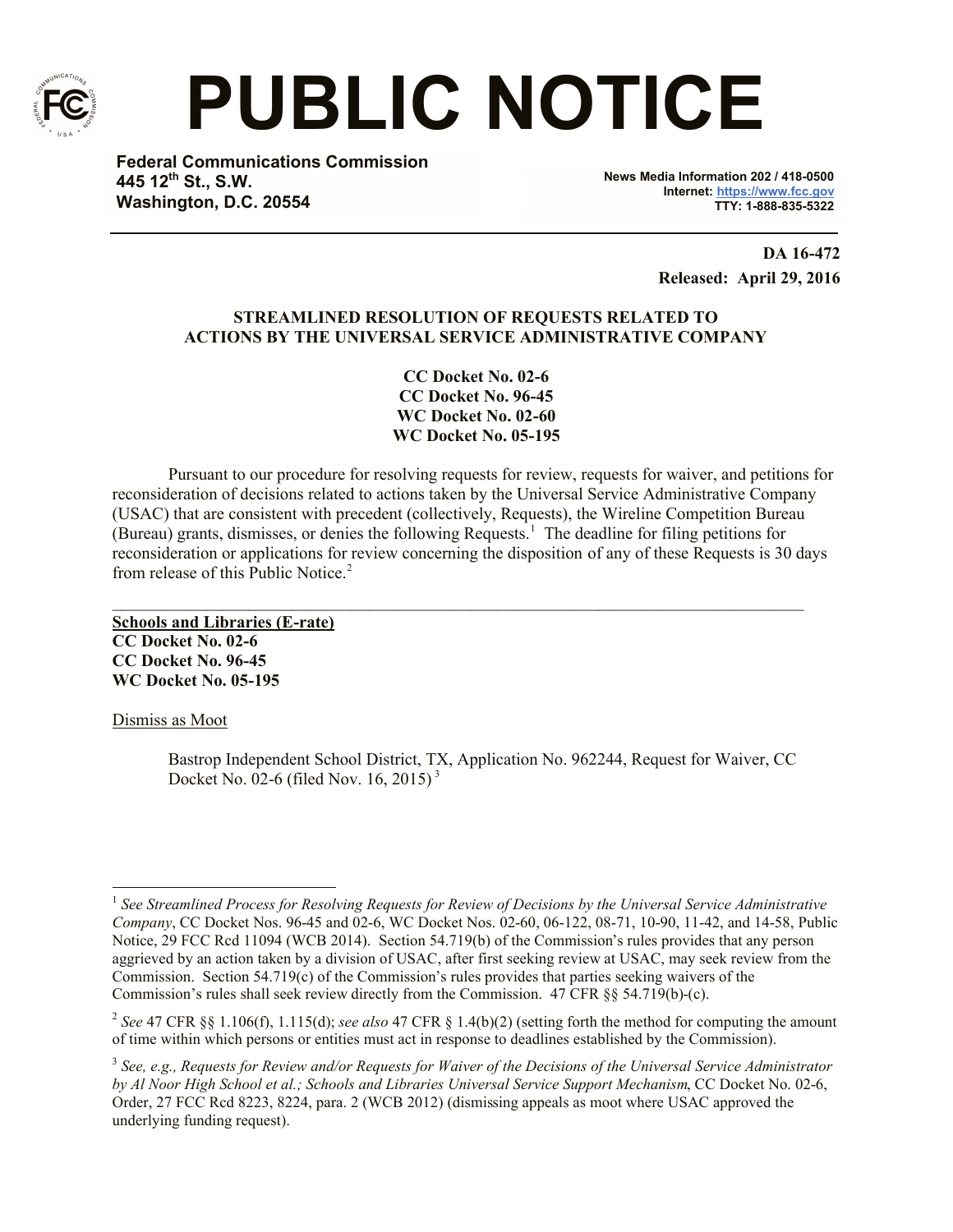# PUBLIC NOTICE

**Federal Communications Commission**
**445 12th St., S.W.**
**Washington, D.C. 20554**

**News Media Information 202 / 418-0500**
**Internet: https://www.fcc.gov**
**TTY: 1-888-835-5322**

---

**DA 16-472**
**Released: April 29, 2016**

**STREAMLINED RESOLUTION OF REQUESTS RELATED TO ACTIONS BY THE UNIVERSAL SERVICE ADMINISTRATIVE COMPANY**

**CC Docket No. 02-6**
**CC Docket No. 96-45**
**WC Docket No. 02-60**
**WC Docket No. 05-195**

Pursuant to our procedure for resolving requests for review, requests for waiver, and petitions for reconsideration of decisions related to actions taken by the Universal Service Administrative Company (USAC) that are consistent with precedent (collectively, Requests), the Wireline Competition Bureau (Bureau) grants, dismisses, or denies the following Requests.[1] The deadline for filing petitions for reconsideration or applications for review concerning the disposition of any of these Requests is 30 days from release of this Public Notice.[2]

---

**Schools and Libraries (E-rate)**
**CC Docket No. 02-6**
**CC Docket No. 96-45**
**WC Docket No. 05-195**

Dismiss as Moot

> Bastrop Independent School District, TX, Application No. 962244, Request for Waiver, CC Docket No. 02-6 (filed Nov. 16, 2015)[3]

---

[1] *See Streamlined Process for Resolving Requests for Review of Decisions by the Universal Service Administrative Company*, CC Docket Nos. 96-45 and 02-6, WC Docket Nos. 02-60, 06-122, 08-71, 10-90, 11-42, and 14-58, Public Notice, 29 FCC Rcd 11094 (WCB 2014). Section 54.719(b) of the Commission's rules provides that any person aggrieved by an action taken by a division of USAC, after first seeking review at USAC, may seek review from the Commission. Section 54.719(c) of the Commission's rules provides that parties seeking waivers of the Commission's rules shall seek review directly from the Commission. 47 CFR §§ 54.719(b)-(c).

[2] *See* 47 CFR §§ 1.106(f), 1.115(d); *see also* 47 CFR § 1.4(b)(2) (setting forth the method for computing the amount of time within which persons or entities must act in response to deadlines established by the Commission).

[3] *See, e.g., Requests for Review and/or Requests for Waiver of the Decisions of the Universal Service Administrator by Al Noor High School et al.; Schools and Libraries Universal Service Support Mechanism*, CC Docket No. 02-6, Order, 27 FCC Rcd 8223, 8224, para. 2 (WCB 2012) (dismissing appeals as moot where USAC approved the underlying funding request).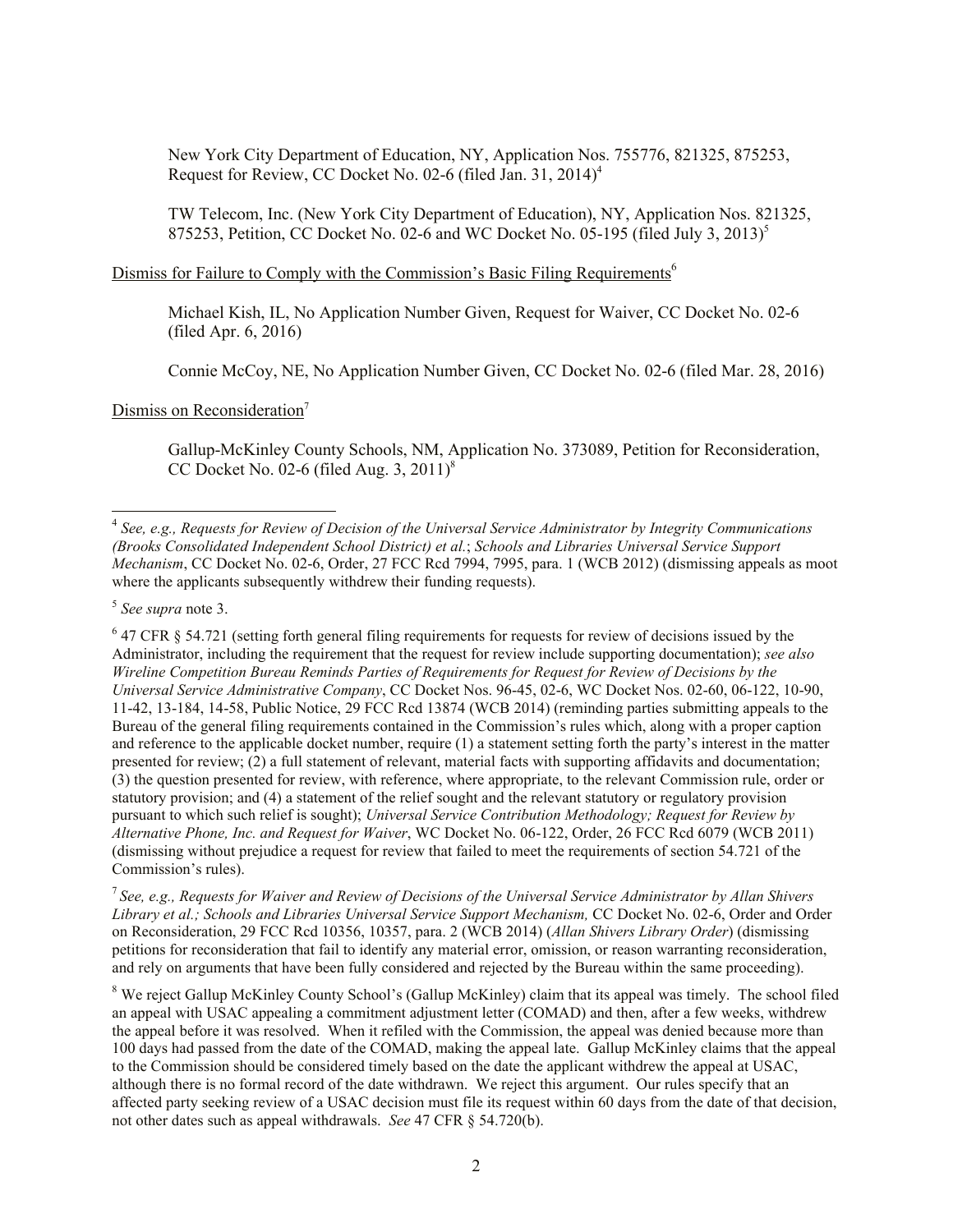New York City Department of Education, NY, Application Nos. 755776, 821325, 875253, Request for Review, CC Docket No. 02-6 (filed Jan. 31, 2014)[4]

TW Telecom, Inc. (New York City Department of Education), NY, Application Nos. 821325, 875253, Petition, CC Docket No. 02-6 and WC Docket No. 05-195 (filed July 3, 2013)[5]

Dismiss for Failure to Comply with the Commission's Basic Filing Requirements[6]

Michael Kish, IL, No Application Number Given, Request for Waiver, CC Docket No. 02-6 (filed Apr. 6, 2016)

Connie McCoy, NE, No Application Number Given, CC Docket No. 02-6 (filed Mar. 28, 2016)

Dismiss on Reconsideration[7]

Gallup-McKinley County Schools, NM, Application No. 373089, Petition for Reconsideration, CC Docket No. 02-6 (filed Aug. 3, 2011)[8]

---

[4] *See, e.g., Requests for Review of Decision of the Universal Service Administrator by Integrity Communications (Brooks Consolidated Independent School District) et al.*; *Schools and Libraries Universal Service Support Mechanism*, CC Docket No. 02-6, Order, 27 FCC Rcd 7994, 7995, para. 1 (WCB 2012) (dismissing appeals as moot where the applicants subsequently withdrew their funding requests).

[5] *See supra* note 3.

[6] 47 CFR § 54.721 (setting forth general filing requirements for requests for review of decisions issued by the Administrator, including the requirement that the request for review include supporting documentation); *see also Wireline Competition Bureau Reminds Parties of Requirements for Request for Review of Decisions by the Universal Service Administrative Company*, CC Docket Nos. 96-45, 02-6, WC Docket Nos. 02-60, 06-122, 10-90, 11-42, 13-184, 14-58, Public Notice, 29 FCC Rcd 13874 (WCB 2014) (reminding parties submitting appeals to the Bureau of the general filing requirements contained in the Commission's rules which, along with a proper caption and reference to the applicable docket number, require (1) a statement setting forth the party's interest in the matter presented for review; (2) a full statement of relevant, material facts with supporting affidavits and documentation; (3) the question presented for review, with reference, where appropriate, to the relevant Commission rule, order or statutory provision; and (4) a statement of the relief sought and the relevant statutory or regulatory provision pursuant to which such relief is sought); *Universal Service Contribution Methodology; Request for Review by Alternative Phone, Inc. and Request for Waiver*, WC Docket No. 06-122, Order, 26 FCC Rcd 6079 (WCB 2011) (dismissing without prejudice a request for review that failed to meet the requirements of section 54.721 of the Commission's rules).

[7] *See, e.g., Requests for Waiver and Review of Decisions of the Universal Service Administrator by Allan Shivers Library et al.; Schools and Libraries Universal Service Support Mechanism,* CC Docket No. 02-6, Order and Order on Reconsideration, 29 FCC Rcd 10356, 10357, para. 2 (WCB 2014) (*Allan Shivers Library Order*) (dismissing petitions for reconsideration that fail to identify any material error, omission, or reason warranting reconsideration, and rely on arguments that have been fully considered and rejected by the Bureau within the same proceeding).

[8] We reject Gallup McKinley County School's (Gallup McKinley) claim that its appeal was timely. The school filed an appeal with USAC appealing a commitment adjustment letter (COMAD) and then, after a few weeks, withdrew the appeal before it was resolved. When it refiled with the Commission, the appeal was denied because more than 100 days had passed from the date of the COMAD, making the appeal late. Gallup McKinley claims that the appeal to the Commission should be considered timely based on the date the applicant withdrew the appeal at USAC, although there is no formal record of the date withdrawn. We reject this argument. Our rules specify that an affected party seeking review of a USAC decision must file its request within 60 days from the date of that decision, not other dates such as appeal withdrawals. *See* 47 CFR § 54.720(b).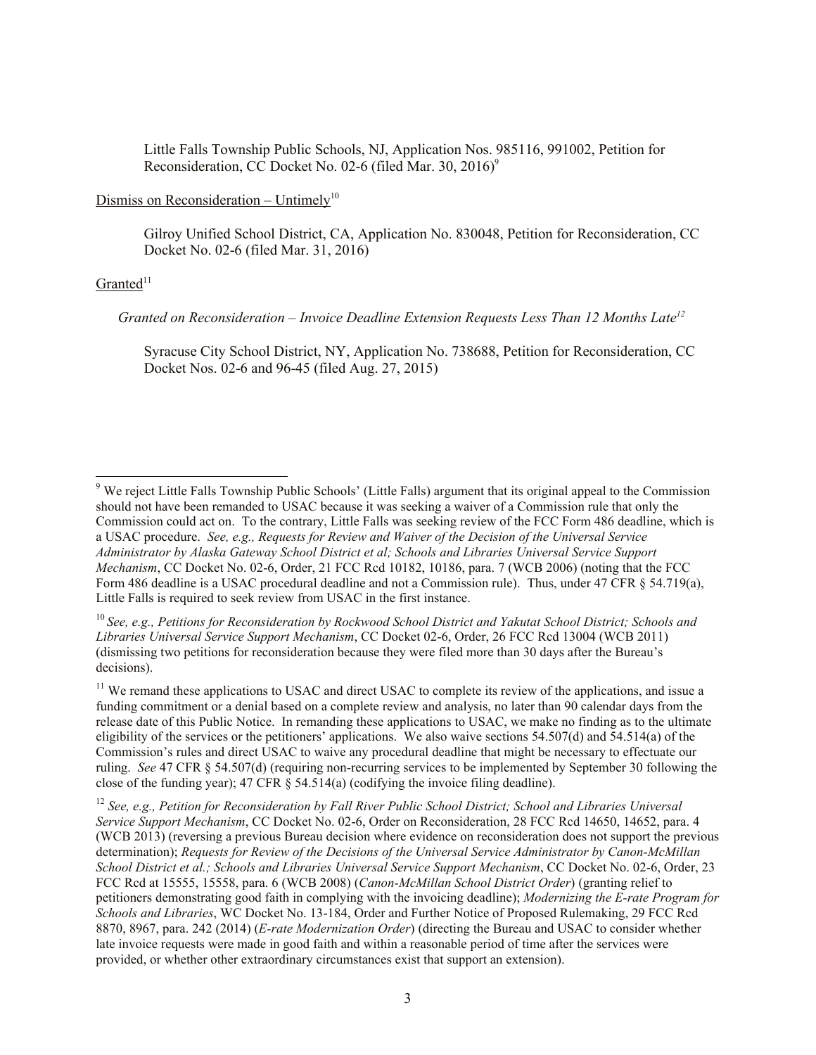Little Falls Township Public Schools, NJ, Application Nos. 985116, 991002, Petition for Reconsideration, CC Docket No. 02-6 (filed Mar. 30, 2016)[9]

Dismiss on Reconsideration – Untimely[10]

Gilroy Unified School District, CA, Application No. 830048, Petition for Reconsideration, CC Docket No. 02-6 (filed Mar. 31, 2016)

Granted[11]

*Granted on Reconsideration – Invoice Deadline Extension Requests Less Than 12 Months Late[12]*

Syracuse City School District, NY, Application No. 738688, Petition for Reconsideration, CC Docket Nos. 02-6 and 96-45 (filed Aug. 27, 2015)

---

[9] We reject Little Falls Township Public Schools' (Little Falls) argument that its original appeal to the Commission should not have been remanded to USAC because it was seeking a waiver of a Commission rule that only the Commission could act on. To the contrary, Little Falls was seeking review of the FCC Form 486 deadline, which is a USAC procedure. *See, e.g., Requests for Review and Waiver of the Decision of the Universal Service Administrator by Alaska Gateway School District et al; Schools and Libraries Universal Service Support Mechanism*, CC Docket No. 02-6, Order, 21 FCC Rcd 10182, 10186, para. 7 (WCB 2006) (noting that the FCC Form 486 deadline is a USAC procedural deadline and not a Commission rule). Thus, under 47 CFR § 54.719(a), Little Falls is required to seek review from USAC in the first instance.

[10] *See, e.g., Petitions for Reconsideration by Rockwood School District and Yakutat School District; Schools and Libraries Universal Service Support Mechanism*, CC Docket 02-6, Order, 26 FCC Rcd 13004 (WCB 2011) (dismissing two petitions for reconsideration because they were filed more than 30 days after the Bureau's decisions).

[11] We remand these applications to USAC and direct USAC to complete its review of the applications, and issue a funding commitment or a denial based on a complete review and analysis, no later than 90 calendar days from the release date of this Public Notice. In remanding these applications to USAC, we make no finding as to the ultimate eligibility of the services or the petitioners' applications. We also waive sections 54.507(d) and 54.514(a) of the Commission's rules and direct USAC to waive any procedural deadline that might be necessary to effectuate our ruling. *See* 47 CFR § 54.507(d) (requiring non-recurring services to be implemented by September 30 following the close of the funding year); 47 CFR § 54.514(a) (codifying the invoice filing deadline).

[12] *See, e.g., Petition for Reconsideration by Fall River Public School District; School and Libraries Universal Service Support Mechanism*, CC Docket No. 02-6, Order on Reconsideration, 28 FCC Rcd 14650, 14652, para. 4 (WCB 2013) (reversing a previous Bureau decision where evidence on reconsideration does not support the previous determination); *Requests for Review of the Decisions of the Universal Service Administrator by Canon-McMillan School District et al.; Schools and Libraries Universal Service Support Mechanism*, CC Docket No. 02-6, Order, 23 FCC Rcd at 15555, 15558, para. 6 (WCB 2008) (*Canon-McMillan School District Order*) (granting relief to petitioners demonstrating good faith in complying with the invoicing deadline); *Modernizing the E-rate Program for Schools and Libraries*, WC Docket No. 13-184, Order and Further Notice of Proposed Rulemaking, 29 FCC Rcd 8870, 8967, para. 242 (2014) (*E-rate Modernization Order*) (directing the Bureau and USAC to consider whether late invoice requests were made in good faith and within a reasonable period of time after the services were provided, or whether other extraordinary circumstances exist that support an extension).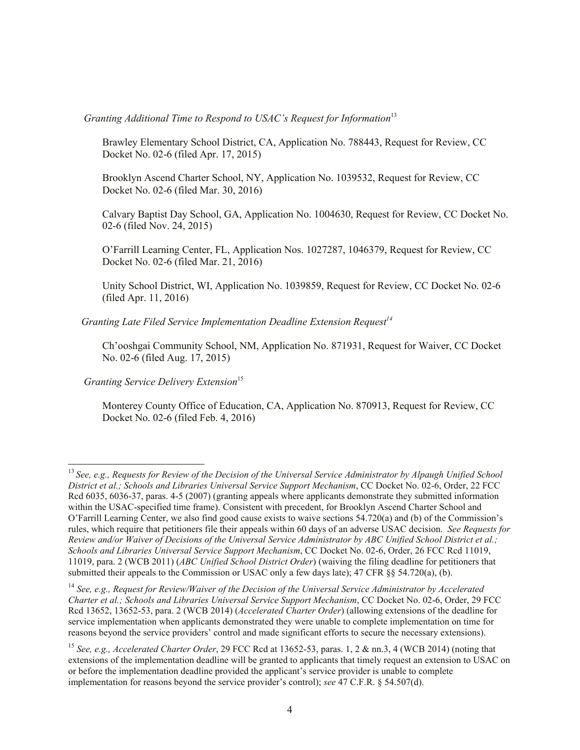*Granting Additional Time to Respond to USAC's Request for Information*[13]

Brawley Elementary School District, CA, Application No. 788443, Request for Review, CC Docket No. 02-6 (filed Apr. 17, 2015)

Brooklyn Ascend Charter School, NY, Application No. 1039532, Request for Review, CC Docket No. 02-6 (filed Mar. 30, 2016)

Calvary Baptist Day School, GA, Application No. 1004630, Request for Review, CC Docket No. 02-6 (filed Nov. 24, 2015)

O'Farrill Learning Center, FL, Application Nos. 1027287, 1046379, Request for Review, CC Docket No. 02-6 (filed Mar. 21, 2016)

Unity School District, WI, Application No. 1039859, Request for Review, CC Docket No. 02-6 (filed Apr. 11, 2016)

*Granting Late Filed Service Implementation Deadline Extension Request*[14]

Ch'ooshgai Community School, NM, Application No. 871931, Request for Waiver, CC Docket No. 02-6 (filed Aug. 17, 2015)

*Granting Service Delivery Extension*[15]

Monterey County Office of Education, CA, Application No. 870913, Request for Review, CC Docket No. 02-6 (filed Feb. 4, 2016)

---

[13] *See, e.g., Requests for Review of the Decision of the Universal Service Administrator by Alpaugh Unified School District et al.; Schools and Libraries Universal Service Support Mechanism*, CC Docket No. 02-6, Order, 22 FCC Rcd 6035, 6036-37, paras. 4-5 (2007) (granting appeals where applicants demonstrate they submitted information within the USAC-specified time frame). Consistent with precedent, for Brooklyn Ascend Charter School and O'Farrill Learning Center, we also find good cause exists to waive sections 54.720(a) and (b) of the Commission's rules, which require that petitioners file their appeals within 60 days of an adverse USAC decision. *See Requests for Review and/or Waiver of Decisions of the Universal Service Administrator by ABC Unified School District et al.; Schools and Libraries Universal Service Support Mechanism*, CC Docket No. 02-6, Order, 26 FCC Rcd 11019, 11019, para. 2 (WCB 2011) (*ABC Unified School District Order*) (waiving the filing deadline for petitioners that submitted their appeals to the Commission or USAC only a few days late); 47 CFR §§ 54.720(a), (b).

[14] *See, e.g., Request for Review/Waiver of the Decision of the Universal Service Administrator by Accelerated Charter et al.; Schools and Libraries Universal Service Support Mechanism*, CC Docket No. 02-6, Order, 29 FCC Rcd 13652, 13652-53, para. 2 (WCB 2014) (*Accelerated Charter Order*) (allowing extensions of the deadline for service implementation when applicants demonstrated they were unable to complete implementation on time for reasons beyond the service providers' control and made significant efforts to secure the necessary extensions).

[15] *See, e.g., Accelerated Charter Order*, 29 FCC Rcd at 13652-53, paras. 1, 2 & nn.3, 4 (WCB 2014) (noting that extensions of the implementation deadline will be granted to applicants that timely request an extension to USAC on or before the implementation deadline provided the applicant's service provider is unable to complete implementation for reasons beyond the service provider's control); *see* 47 C.F.R. § 54.507(d).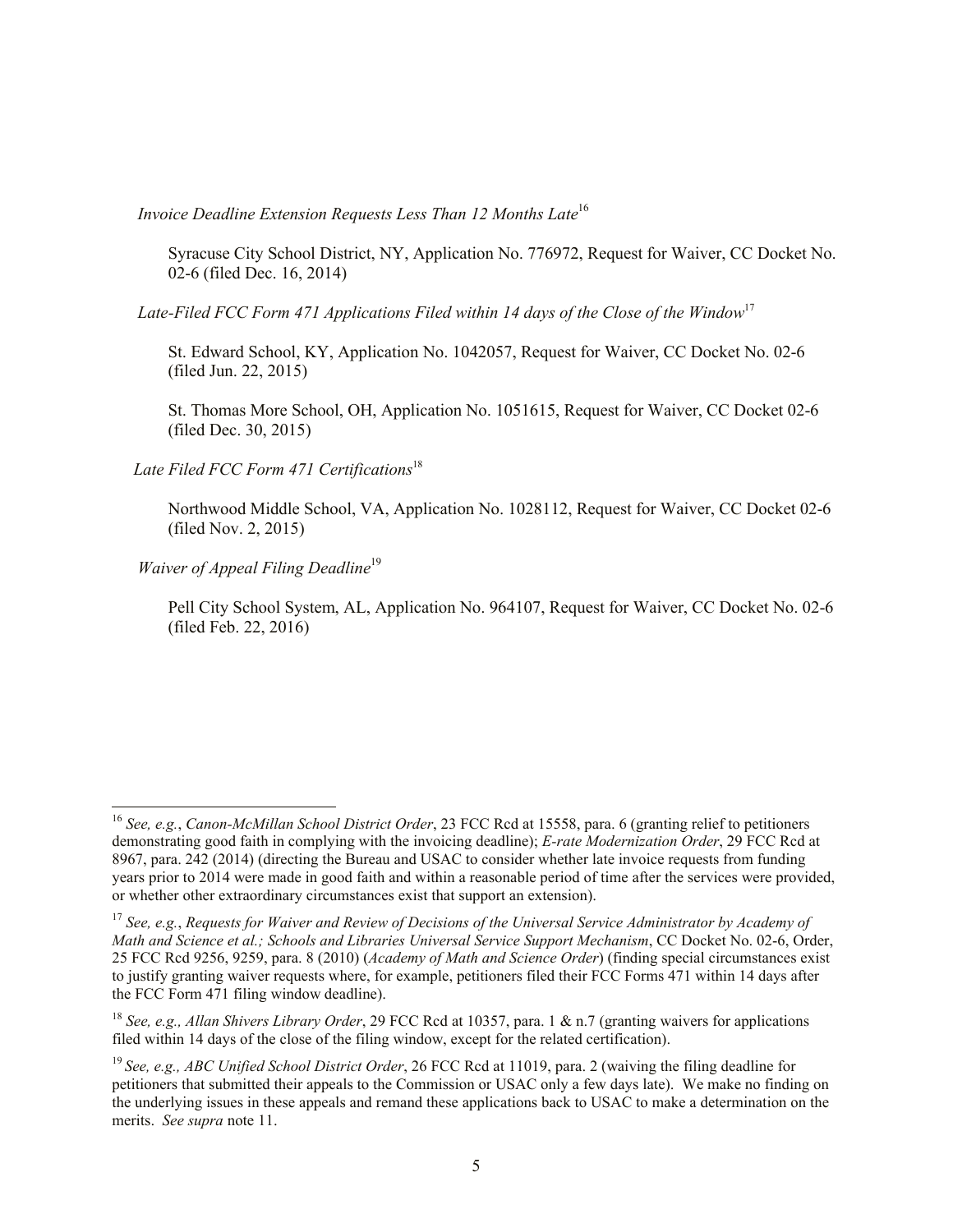*Invoice Deadline Extension Requests Less Than 12 Months Late*[16]

Syracuse City School District, NY, Application No. 776972, Request for Waiver, CC Docket No. 02-6 (filed Dec. 16, 2014)

*Late-Filed FCC Form 471 Applications Filed within 14 days of the Close of the Window*[17]

St. Edward School, KY, Application No. 1042057, Request for Waiver, CC Docket No. 02-6 (filed Jun. 22, 2015)

St. Thomas More School, OH, Application No. 1051615, Request for Waiver, CC Docket 02-6 (filed Dec. 30, 2015)

*Late Filed FCC Form 471 Certifications*[18]

Northwood Middle School, VA, Application No. 1028112, Request for Waiver, CC Docket 02-6 (filed Nov. 2, 2015)

*Waiver of Appeal Filing Deadline*[19]

Pell City School System, AL, Application No. 964107, Request for Waiver, CC Docket No. 02-6 (filed Feb. 22, 2016)

---

[16] *See, e.g.*, *Canon-McMillan School District Order*, 23 FCC Rcd at 15558, para. 6 (granting relief to petitioners demonstrating good faith in complying with the invoicing deadline); *E-rate Modernization Order*, 29 FCC Rcd at 8967, para. 242 (2014) (directing the Bureau and USAC to consider whether late invoice requests from funding years prior to 2014 were made in good faith and within a reasonable period of time after the services were provided, or whether other extraordinary circumstances exist that support an extension).

[17] *See, e.g.*, *Requests for Waiver and Review of Decisions of the Universal Service Administrator by Academy of Math and Science et al.; Schools and Libraries Universal Service Support Mechanism*, CC Docket No. 02-6, Order, 25 FCC Rcd 9256, 9259, para. 8 (2010) (*Academy of Math and Science Order*) (finding special circumstances exist to justify granting waiver requests where, for example, petitioners filed their FCC Forms 471 within 14 days after the FCC Form 471 filing window deadline).

[18] *See, e.g., Allan Shivers Library Order*, 29 FCC Rcd at 10357, para. 1 & n.7 (granting waivers for applications filed within 14 days of the close of the filing window, except for the related certification).

[19] *See, e.g., ABC Unified School District Order*, 26 FCC Rcd at 11019, para. 2 (waiving the filing deadline for petitioners that submitted their appeals to the Commission or USAC only a few days late). We make no finding on the underlying issues in these appeals and remand these applications back to USAC to make a determination on the merits. *See supra* note 11.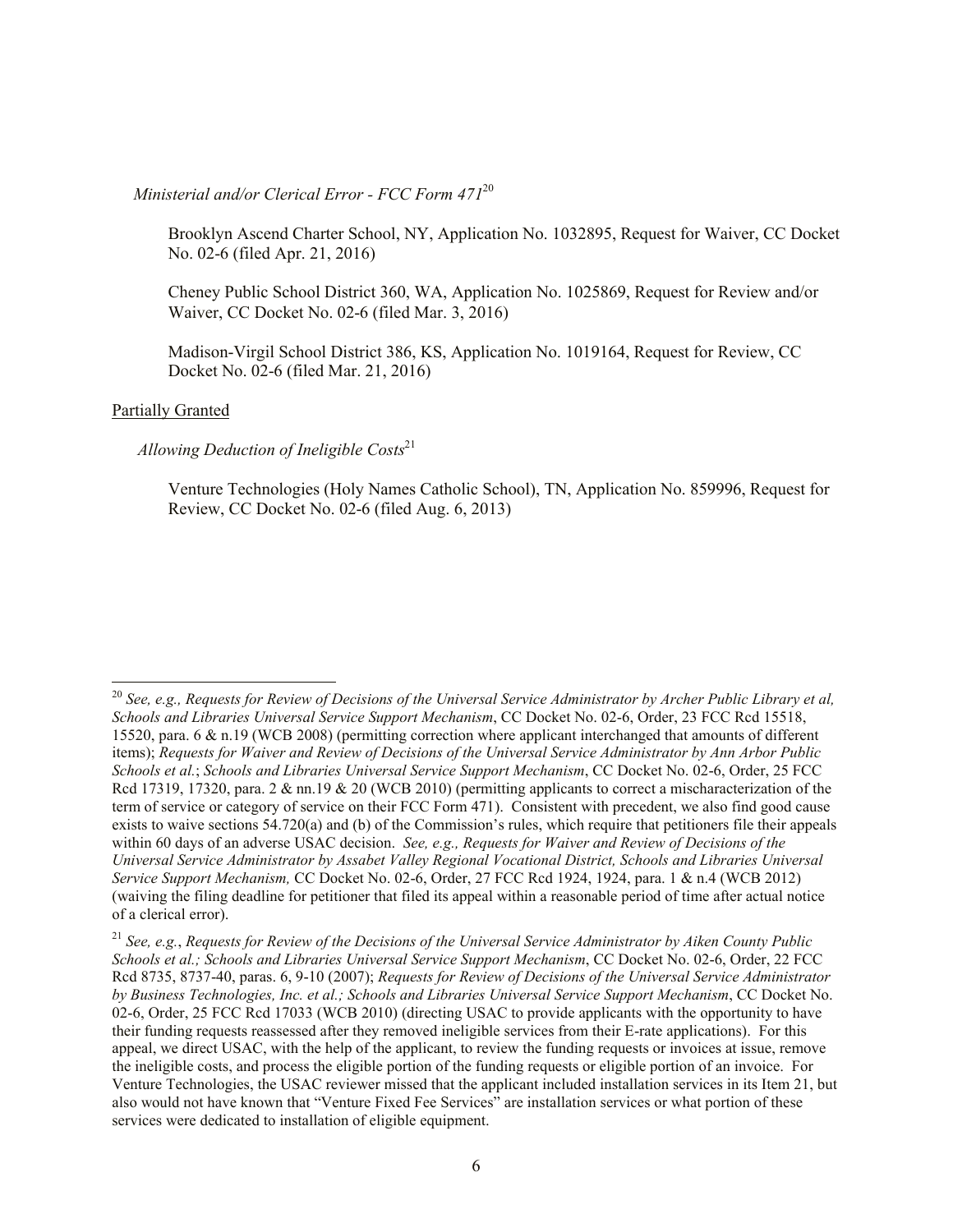*Ministerial and/or Clerical Error - FCC Form 471*[20]

Brooklyn Ascend Charter School, NY, Application No. 1032895, Request for Waiver, CC Docket No. 02-6 (filed Apr. 21, 2016)

Cheney Public School District 360, WA, Application No. 1025869, Request for Review and/or Waiver, CC Docket No. 02-6 (filed Mar. 3, 2016)

Madison-Virgil School District 386, KS, Application No. 1019164, Request for Review, CC Docket No. 02-6 (filed Mar. 21, 2016)

<u>Partially Granted</u>

*Allowing Deduction of Ineligible Costs*[21]

Venture Technologies (Holy Names Catholic School), TN, Application No. 859996, Request for Review, CC Docket No. 02-6 (filed Aug. 6, 2013)

---

[20] *See, e.g., Requests for Review of Decisions of the Universal Service Administrator by Archer Public Library et al, Schools and Libraries Universal Service Support Mechanism*, CC Docket No. 02-6, Order, 23 FCC Rcd 15518, 15520, para. 6 & n.19 (WCB 2008) (permitting correction where applicant interchanged that amounts of different items); *Requests for Waiver and Review of Decisions of the Universal Service Administrator by Ann Arbor Public Schools et al.*; *Schools and Libraries Universal Service Support Mechanism*, CC Docket No. 02-6, Order, 25 FCC Rcd 17319, 17320, para. 2 & nn.19 & 20 (WCB 2010) (permitting applicants to correct a mischaracterization of the term of service or category of service on their FCC Form 471). Consistent with precedent, we also find good cause exists to waive sections 54.720(a) and (b) of the Commission's rules, which require that petitioners file their appeals within 60 days of an adverse USAC decision. *See, e.g., Requests for Waiver and Review of Decisions of the Universal Service Administrator by Assabet Valley Regional Vocational District, Schools and Libraries Universal Service Support Mechanism,* CC Docket No. 02-6, Order, 27 FCC Rcd 1924, 1924, para. 1 & n.4 (WCB 2012) (waiving the filing deadline for petitioner that filed its appeal within a reasonable period of time after actual notice of a clerical error).

[21] *See, e.g.*, *Requests for Review of the Decisions of the Universal Service Administrator by Aiken County Public Schools et al.; Schools and Libraries Universal Service Support Mechanism*, CC Docket No. 02-6, Order, 22 FCC Rcd 8735, 8737-40, paras. 6, 9-10 (2007); *Requests for Review of Decisions of the Universal Service Administrator by Business Technologies, Inc. et al.; Schools and Libraries Universal Service Support Mechanism*, CC Docket No. 02-6, Order, 25 FCC Rcd 17033 (WCB 2010) (directing USAC to provide applicants with the opportunity to have their funding requests reassessed after they removed ineligible services from their E-rate applications). For this appeal, we direct USAC, with the help of the applicant, to review the funding requests or invoices at issue, remove the ineligible costs, and process the eligible portion of the funding requests or eligible portion of an invoice. For Venture Technologies, the USAC reviewer missed that the applicant included installation services in its Item 21, but also would not have known that "Venture Fixed Fee Services" are installation services or what portion of these services were dedicated to installation of eligible equipment.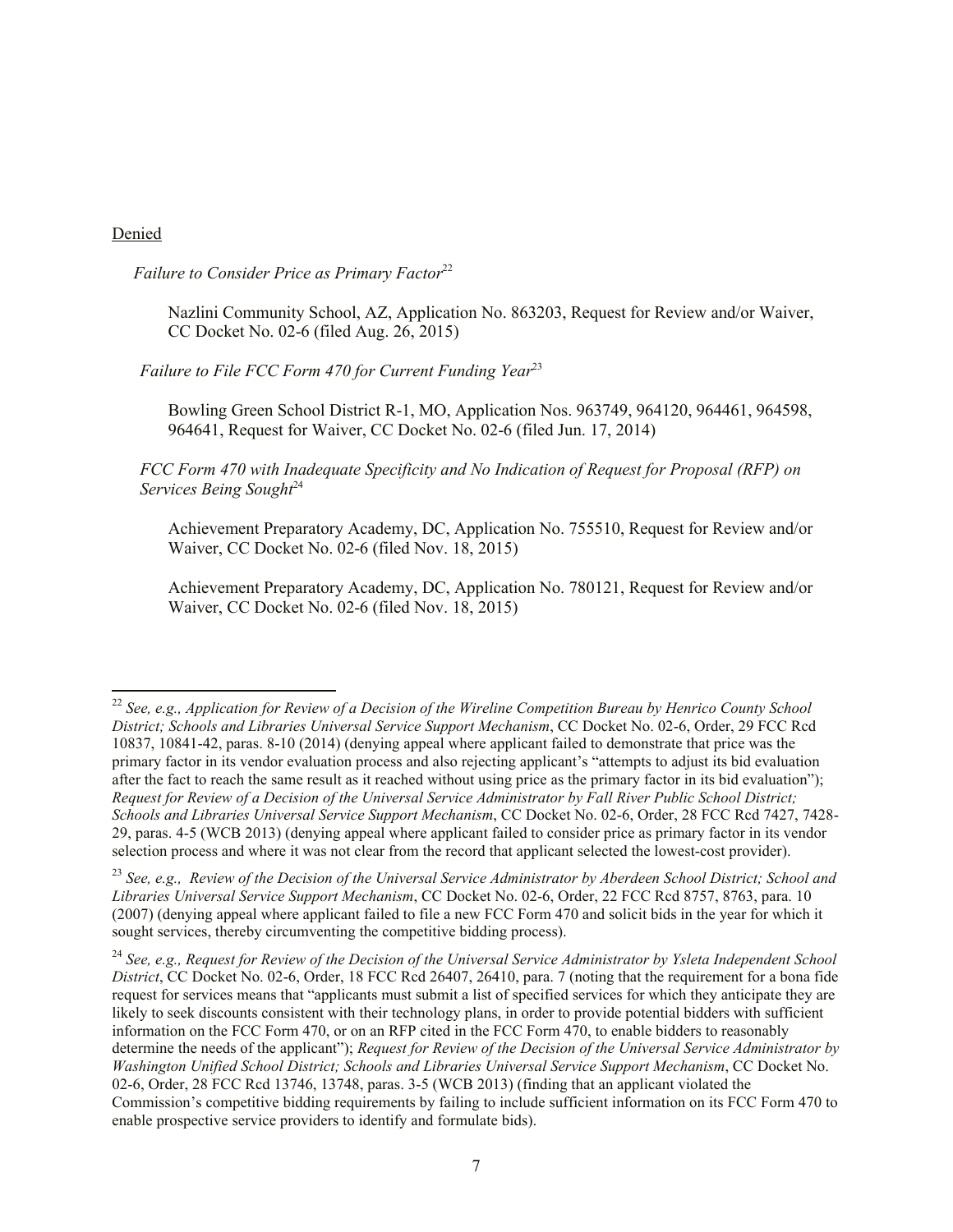<u>Denied</u>

*Failure to Consider Price as Primary Factor*[22]

Nazlini Community School, AZ, Application No. 863203, Request for Review and/or Waiver, CC Docket No. 02-6 (filed Aug. 26, 2015)

*Failure to File FCC Form 470 for Current Funding Year*[23]

Bowling Green School District R-1, MO, Application Nos. 963749, 964120, 964461, 964598, 964641, Request for Waiver, CC Docket No. 02-6 (filed Jun. 17, 2014)

*FCC Form 470 with Inadequate Specificity and No Indication of Request for Proposal (RFP) on Services Being Sought*[24]

Achievement Preparatory Academy, DC, Application No. 755510, Request for Review and/or Waiver, CC Docket No. 02-6 (filed Nov. 18, 2015)

Achievement Preparatory Academy, DC, Application No. 780121, Request for Review and/or Waiver, CC Docket No. 02-6 (filed Nov. 18, 2015)

---

[22] *See, e.g., Application for Review of a Decision of the Wireline Competition Bureau by Henrico County School District; Schools and Libraries Universal Service Support Mechanism*, CC Docket No. 02-6, Order, 29 FCC Rcd 10837, 10841-42, paras. 8-10 (2014) (denying appeal where applicant failed to demonstrate that price was the primary factor in its vendor evaluation process and also rejecting applicant's "attempts to adjust its bid evaluation after the fact to reach the same result as it reached without using price as the primary factor in its bid evaluation"); *Request for Review of a Decision of the Universal Service Administrator by Fall River Public School District; Schools and Libraries Universal Service Support Mechanism*, CC Docket No. 02-6, Order, 28 FCC Rcd 7427, 7428-29, paras. 4-5 (WCB 2013) (denying appeal where applicant failed to consider price as primary factor in its vendor selection process and where it was not clear from the record that applicant selected the lowest-cost provider).

[23] *See, e.g., Review of the Decision of the Universal Service Administrator by Aberdeen School District; School and Libraries Universal Service Support Mechanism*, CC Docket No. 02-6, Order, 22 FCC Rcd 8757, 8763, para. 10 (2007) (denying appeal where applicant failed to file a new FCC Form 470 and solicit bids in the year for which it sought services, thereby circumventing the competitive bidding process).

[24] *See, e.g., Request for Review of the Decision of the Universal Service Administrator by Ysleta Independent School District*, CC Docket No. 02-6, Order, 18 FCC Rcd 26407, 26410, para. 7 (noting that the requirement for a bona fide request for services means that "applicants must submit a list of specified services for which they anticipate they are likely to seek discounts consistent with their technology plans, in order to provide potential bidders with sufficient information on the FCC Form 470, or on an RFP cited in the FCC Form 470, to enable bidders to reasonably determine the needs of the applicant"); *Request for Review of the Decision of the Universal Service Administrator by Washington Unified School District; Schools and Libraries Universal Service Support Mechanism*, CC Docket No. 02-6, Order, 28 FCC Rcd 13746, 13748, paras. 3-5 (WCB 2013) (finding that an applicant violated the Commission's competitive bidding requirements by failing to include sufficient information on its FCC Form 470 to enable prospective service providers to identify and formulate bids).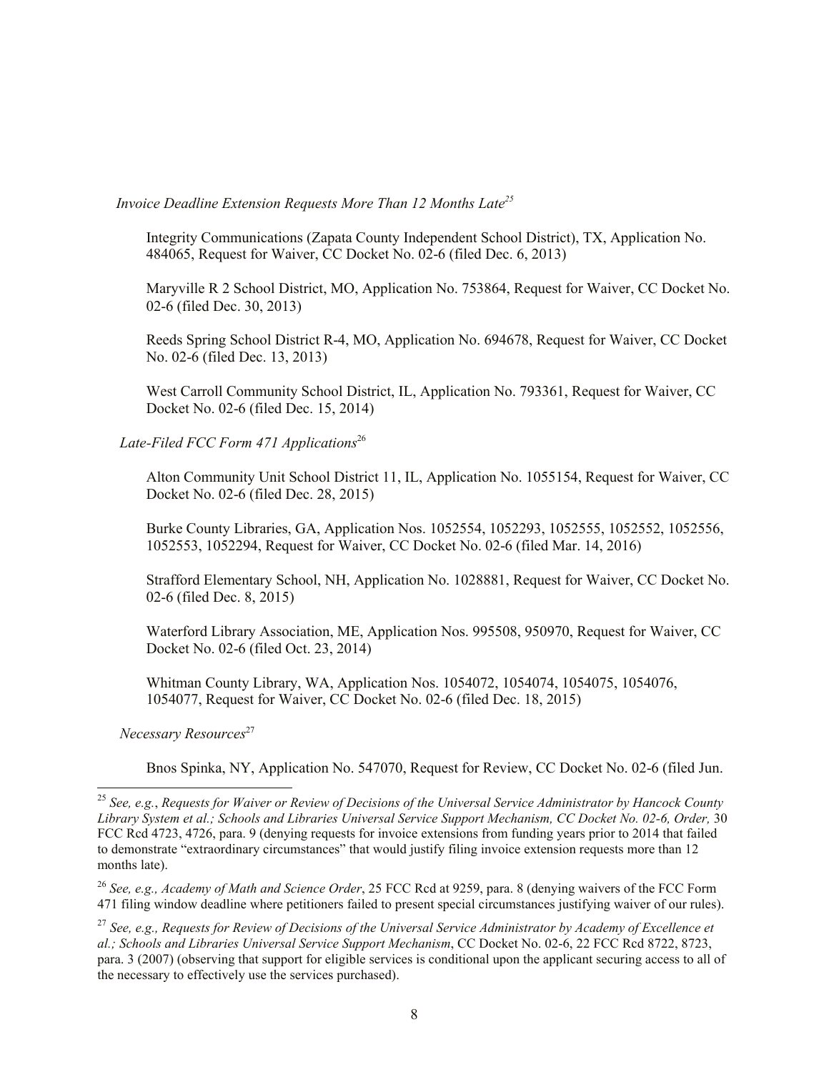*Invoice Deadline Extension Requests More Than 12 Months Late*[25]

Integrity Communications (Zapata County Independent School District), TX, Application No. 484065, Request for Waiver, CC Docket No. 02-6 (filed Dec. 6, 2013)

Maryville R 2 School District, MO, Application No. 753864, Request for Waiver, CC Docket No. 02-6 (filed Dec. 30, 2013)

Reeds Spring School District R-4, MO, Application No. 694678, Request for Waiver, CC Docket No. 02-6 (filed Dec. 13, 2013)

West Carroll Community School District, IL, Application No. 793361, Request for Waiver, CC Docket No. 02-6 (filed Dec. 15, 2014)

*Late-Filed FCC Form 471 Applications*[26]

Alton Community Unit School District 11, IL, Application No. 1055154, Request for Waiver, CC Docket No. 02-6 (filed Dec. 28, 2015)

Burke County Libraries, GA, Application Nos. 1052554, 1052293, 1052555, 1052552, 1052556, 1052553, 1052294, Request for Waiver, CC Docket No. 02-6 (filed Mar. 14, 2016)

Strafford Elementary School, NH, Application No. 1028881, Request for Waiver, CC Docket No. 02-6 (filed Dec. 8, 2015)

Waterford Library Association, ME, Application Nos. 995508, 950970, Request for Waiver, CC Docket No. 02-6 (filed Oct. 23, 2014)

Whitman County Library, WA, Application Nos. 1054072, 1054074, 1054075, 1054076, 1054077, Request for Waiver, CC Docket No. 02-6 (filed Dec. 18, 2015)

*Necessary Resources*[27]

Bnos Spinka, NY, Application No. 547070, Request for Review, CC Docket No. 02-6 (filed Jun.

---

[25] *See, e.g.*, *Requests for Waiver or Review of Decisions of the Universal Service Administrator by Hancock County Library System et al.; Schools and Libraries Universal Service Support Mechanism, CC Docket No. 02-6, Order,* 30 FCC Rcd 4723, 4726, para. 9 (denying requests for invoice extensions from funding years prior to 2014 that failed to demonstrate "extraordinary circumstances" that would justify filing invoice extension requests more than 12 months late).

[26] *See, e.g., Academy of Math and Science Order*, 25 FCC Rcd at 9259, para. 8 (denying waivers of the FCC Form 471 filing window deadline where petitioners failed to present special circumstances justifying waiver of our rules).

[27] *See, e.g., Requests for Review of Decisions of the Universal Service Administrator by Academy of Excellence et al.; Schools and Libraries Universal Service Support Mechanism*, CC Docket No. 02-6, 22 FCC Rcd 8722, 8723, para. 3 (2007) (observing that support for eligible services is conditional upon the applicant securing access to all of the necessary to effectively use the services purchased).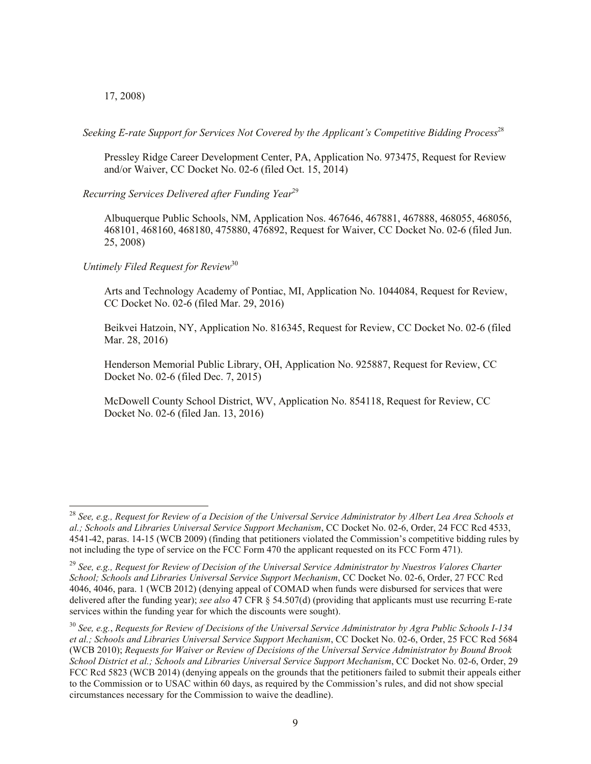17, 2008)

*Seeking E-rate Support for Services Not Covered by the Applicant's Competitive Bidding Process*[28]

Pressley Ridge Career Development Center, PA, Application No. 973475, Request for Review and/or Waiver, CC Docket No. 02-6 (filed Oct. 15, 2014)

*Recurring Services Delivered after Funding Year*[29]

Albuquerque Public Schools, NM, Application Nos. 467646, 467881, 467888, 468055, 468056, 468101, 468160, 468180, 475880, 476892, Request for Waiver, CC Docket No. 02-6 (filed Jun. 25, 2008)

*Untimely Filed Request for Review*[30]

Arts and Technology Academy of Pontiac, MI, Application No. 1044084, Request for Review, CC Docket No. 02-6 (filed Mar. 29, 2016)

Beikvei Hatzoin, NY, Application No. 816345, Request for Review, CC Docket No. 02-6 (filed Mar. 28, 2016)

Henderson Memorial Public Library, OH, Application No. 925887, Request for Review, CC Docket No. 02-6 (filed Dec. 7, 2015)

McDowell County School District, WV, Application No. 854118, Request for Review, CC Docket No. 02-6 (filed Jan. 13, 2016)

---

[28] *See, e.g., Request for Review of a Decision of the Universal Service Administrator by Albert Lea Area Schools et al.; Schools and Libraries Universal Service Support Mechanism*, CC Docket No. 02-6, Order, 24 FCC Rcd 4533, 4541-42, paras. 14-15 (WCB 2009) (finding that petitioners violated the Commission's competitive bidding rules by not including the type of service on the FCC Form 470 the applicant requested on its FCC Form 471).

[29] *See, e.g., Request for Review of Decision of the Universal Service Administrator by Nuestros Valores Charter School; Schools and Libraries Universal Service Support Mechanism*, CC Docket No. 02-6, Order, 27 FCC Rcd 4046, 4046, para. 1 (WCB 2012) (denying appeal of COMAD when funds were disbursed for services that were delivered after the funding year); *see also* 47 CFR § 54.507(d) (providing that applicants must use recurring E-rate services within the funding year for which the discounts were sought).

[30] *See, e.g.*, *Requests for Review of Decisions of the Universal Service Administrator by Agra Public Schools I-134 et al.; Schools and Libraries Universal Service Support Mechanism*, CC Docket No. 02-6, Order, 25 FCC Rcd 5684 (WCB 2010); *Requests for Waiver or Review of Decisions of the Universal Service Administrator by Bound Brook School District et al.; Schools and Libraries Universal Service Support Mechanism*, CC Docket No. 02-6, Order, 29 FCC Rcd 5823 (WCB 2014) (denying appeals on the grounds that the petitioners failed to submit their appeals either to the Commission or to USAC within 60 days, as required by the Commission's rules, and did not show special circumstances necessary for the Commission to waive the deadline).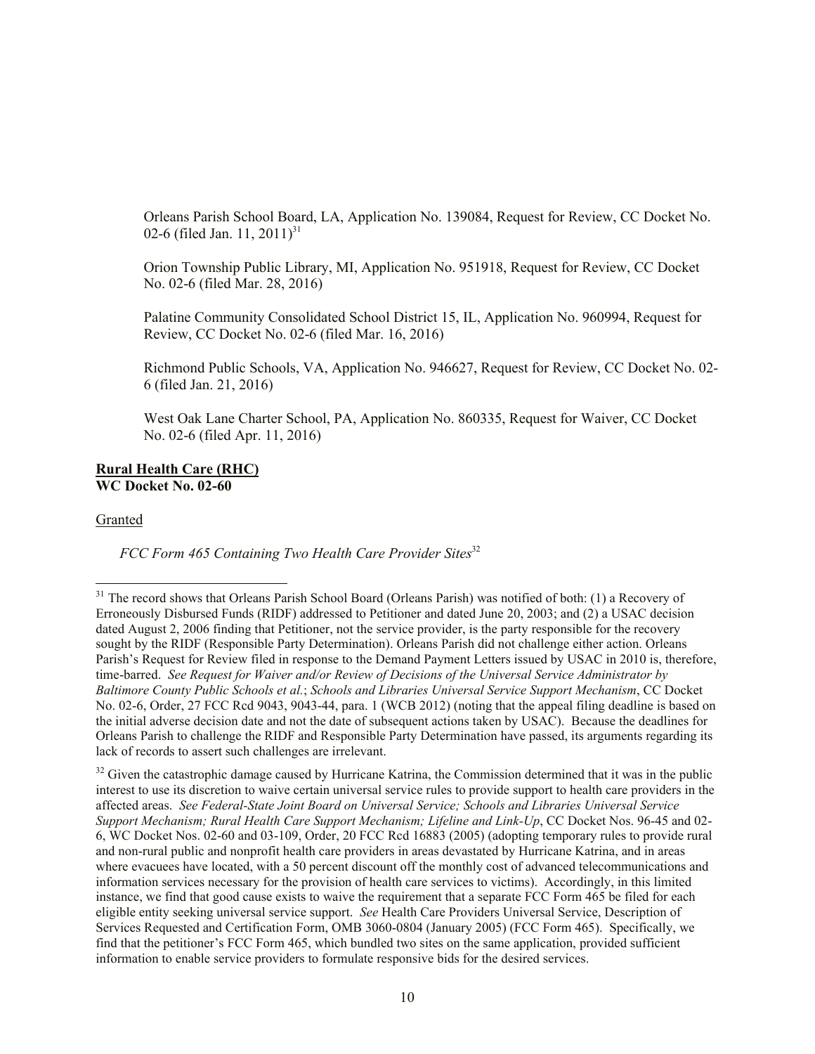Orleans Parish School Board, LA, Application No. 139084, Request for Review, CC Docket No. 02-6 (filed Jan. 11, 2011)[31]

Orion Township Public Library, MI, Application No. 951918, Request for Review, CC Docket No. 02-6 (filed Mar. 28, 2016)

Palatine Community Consolidated School District 15, IL, Application No. 960994, Request for Review, CC Docket No. 02-6 (filed Mar. 16, 2016)

Richmond Public Schools, VA, Application No. 946627, Request for Review, CC Docket No. 02-6 (filed Jan. 21, 2016)

West Oak Lane Charter School, PA, Application No. 860335, Request for Waiver, CC Docket No. 02-6 (filed Apr. 11, 2016)

**Rural Health Care (RHC)**
**WC Docket No. 02-60**

Granted

*FCC Form 465 Containing Two Health Care Provider Sites*[32]

---

[31] The record shows that Orleans Parish School Board (Orleans Parish) was notified of both: (1) a Recovery of Erroneously Disbursed Funds (RIDF) addressed to Petitioner and dated June 20, 2003; and (2) a USAC decision dated August 2, 2006 finding that Petitioner, not the service provider, is the party responsible for the recovery sought by the RIDF (Responsible Party Determination). Orleans Parish did not challenge either action. Orleans Parish's Request for Review filed in response to the Demand Payment Letters issued by USAC in 2010 is, therefore, time-barred. *See Request for Waiver and/or Review of Decisions of the Universal Service Administrator by Baltimore County Public Schools et al.*; *Schools and Libraries Universal Service Support Mechanism*, CC Docket No. 02-6, Order, 27 FCC Rcd 9043, 9043-44, para. 1 (WCB 2012) (noting that the appeal filing deadline is based on the initial adverse decision date and not the date of subsequent actions taken by USAC). Because the deadlines for Orleans Parish to challenge the RIDF and Responsible Party Determination have passed, its arguments regarding its lack of records to assert such challenges are irrelevant.

[32] Given the catastrophic damage caused by Hurricane Katrina, the Commission determined that it was in the public interest to use its discretion to waive certain universal service rules to provide support to health care providers in the affected areas. *See Federal-State Joint Board on Universal Service; Schools and Libraries Universal Service Support Mechanism; Rural Health Care Support Mechanism; Lifeline and Link-Up*, CC Docket Nos. 96-45 and 02-6, WC Docket Nos. 02-60 and 03-109, Order, 20 FCC Rcd 16883 (2005) (adopting temporary rules to provide rural and non-rural public and nonprofit health care providers in areas devastated by Hurricane Katrina, and in areas where evacuees have located, with a 50 percent discount off the monthly cost of advanced telecommunications and information services necessary for the provision of health care services to victims). Accordingly, in this limited instance, we find that good cause exists to waive the requirement that a separate FCC Form 465 be filed for each eligible entity seeking universal service support. *See* Health Care Providers Universal Service, Description of Services Requested and Certification Form, OMB 3060-0804 (January 2005) (FCC Form 465). Specifically, we find that the petitioner's FCC Form 465, which bundled two sites on the same application, provided sufficient information to enable service providers to formulate responsive bids for the desired services.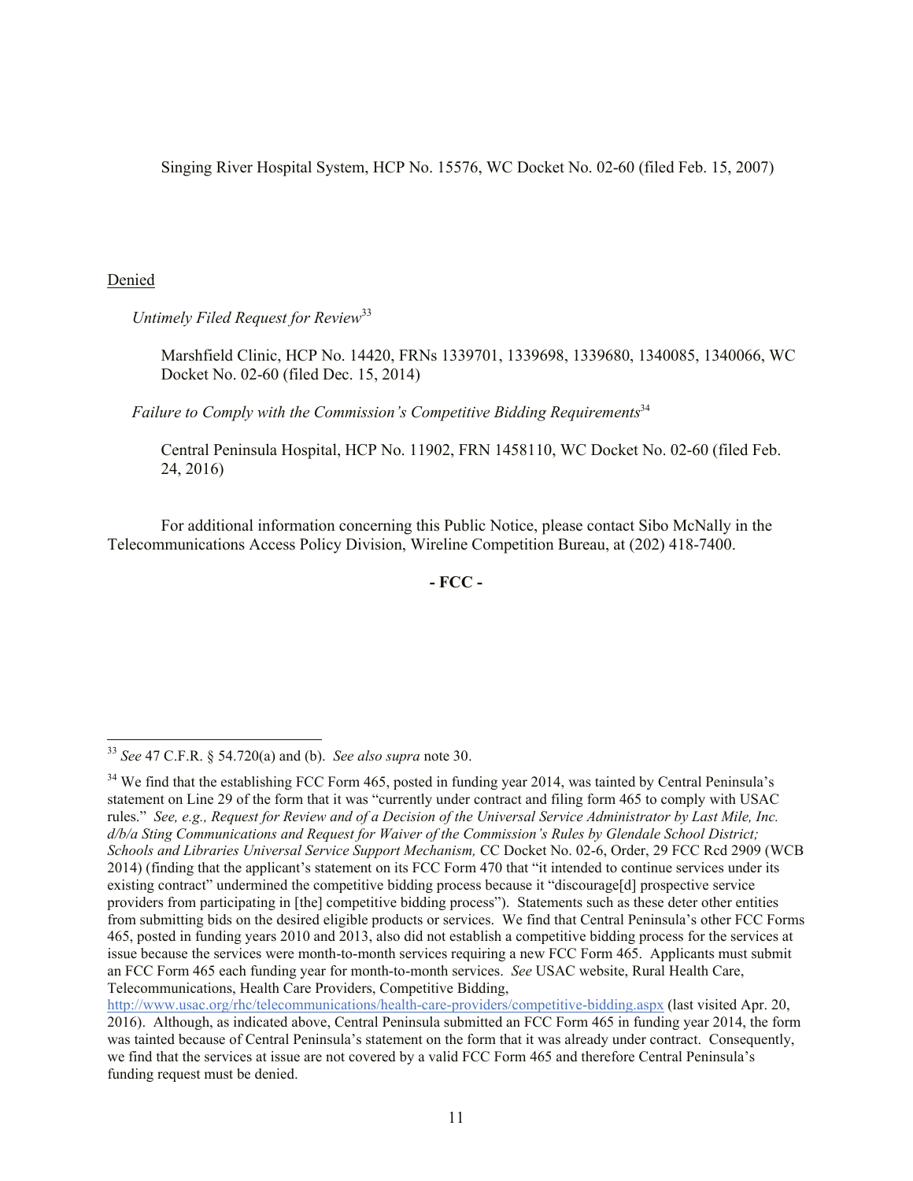Singing River Hospital System, HCP No. 15576, WC Docket No. 02-60 (filed Feb. 15, 2007)

Denied

*Untimely Filed Request for Review*[33]

Marshfield Clinic, HCP No. 14420, FRNs 1339701, 1339698, 1339680, 1340085, 1340066, WC Docket No. 02-60 (filed Dec. 15, 2014)

*Failure to Comply with the Commission's Competitive Bidding Requirements*[34]

Central Peninsula Hospital, HCP No. 11902, FRN 1458110, WC Docket No. 02-60 (filed Feb. 24, 2016)

For additional information concerning this Public Notice, please contact Sibo McNally in the Telecommunications Access Policy Division, Wireline Competition Bureau, at (202) 418-7400.

**- FCC -**

---

[33] *See* 47 C.F.R. § 54.720(a) and (b). *See also supra* note 30.

[34] We find that the establishing FCC Form 465, posted in funding year 2014, was tainted by Central Peninsula's statement on Line 29 of the form that it was "currently under contract and filing form 465 to comply with USAC rules." *See, e.g., Request for Review and of a Decision of the Universal Service Administrator by Last Mile, Inc. d/b/a Sting Communications and Request for Waiver of the Commission's Rules by Glendale School District; Schools and Libraries Universal Service Support Mechanism,* CC Docket No. 02-6, Order, 29 FCC Rcd 2909 (WCB 2014) (finding that the applicant's statement on its FCC Form 470 that "it intended to continue services under its existing contract" undermined the competitive bidding process because it "discourage[d] prospective service providers from participating in [the] competitive bidding process"). Statements such as these deter other entities from submitting bids on the desired eligible products or services. We find that Central Peninsula's other FCC Forms 465, posted in funding years 2010 and 2013, also did not establish a competitive bidding process for the services at issue because the services were month-to-month services requiring a new FCC Form 465. Applicants must submit an FCC Form 465 each funding year for month-to-month services. *See* USAC website, Rural Health Care, Telecommunications, Health Care Providers, Competitive Bidding, http://www.usac.org/rhc/telecommunications/health-care-providers/competitive-bidding.aspx (last visited Apr. 20, 2016). Although, as indicated above, Central Peninsula submitted an FCC Form 465 in funding year 2014, the form was tainted because of Central Peninsula's statement on the form that it was already under contract. Consequently, we find that the services at issue are not covered by a valid FCC Form 465 and therefore Central Peninsula's funding request must be denied.